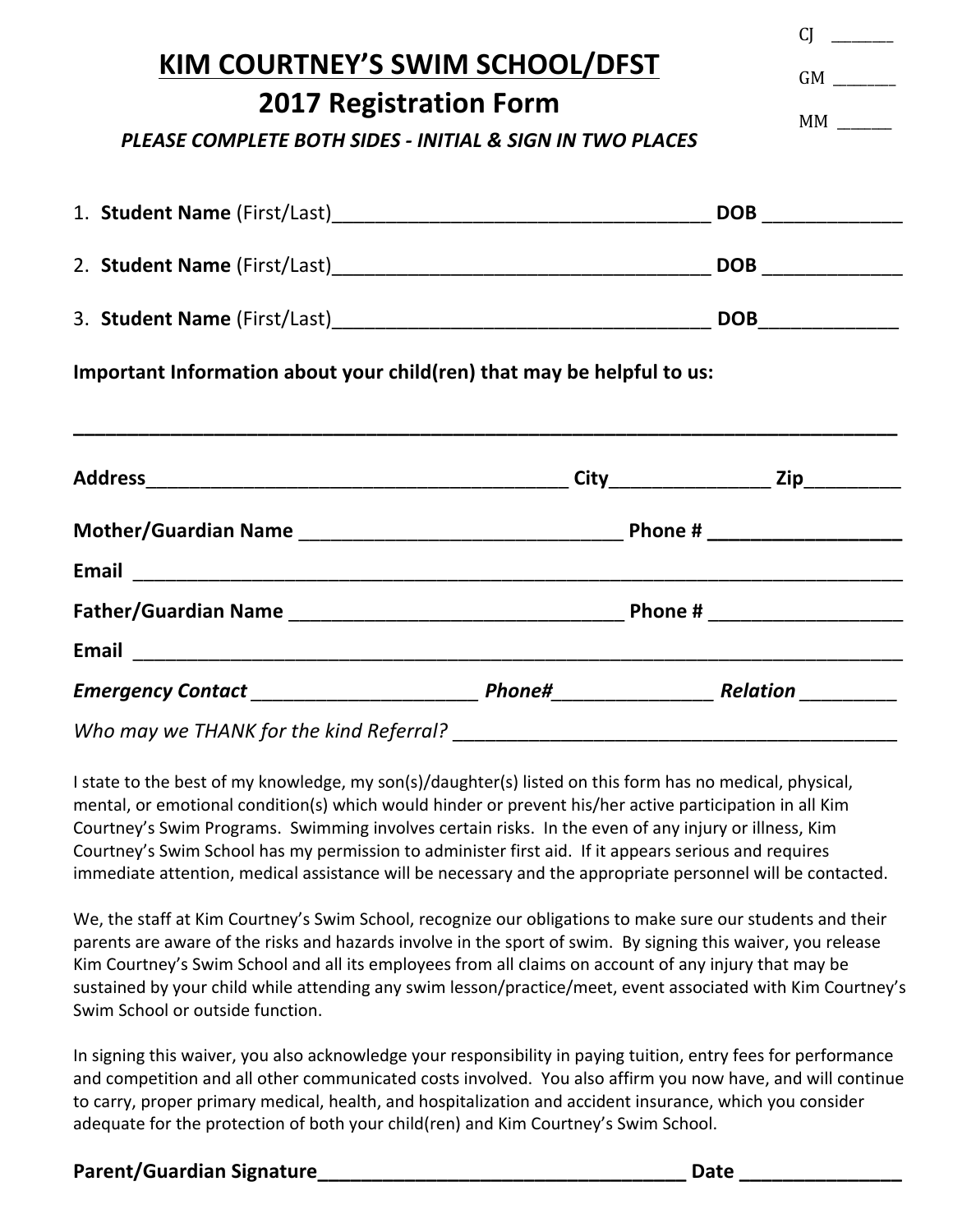CJ _______

GM _______

MM _______

# KIM COURTNEY'S SWIM SCHOOL/DFST

## 2017 Registration Form

***PLEASE COMPLETE BOTH SIDES - INITIAL & SIGN IN TWO PLACES***

1. **Student Name** (First/Last)____________________________________ **DOB** _____________
2. **Student Name** (First/Last)____________________________________ **DOB** _____________
3. **Student Name** (First/Last)____________________________________ **DOB**_____________

**Important Information about your child(ren) that may be helpful to us:**

______________________________________________________________________________

**Address**_________________________________________ **City**_______________ **Zip**_________

**Mother/Guardian Name** ______________________________ **Phone #** __________________

**Email** ______________________________________________________________________

**Father/Guardian Name** _______________________________ **Phone #** __________________

**Email** ______________________________________________________________________

***Emergency Contact*** _____________________ ***Phone#***_______________ ***Relation*** _________

*Who may we THANK for the kind Referral?* __________________________________________

I state to the best of my knowledge, my son(s)/daughter(s) listed on this form has no medical, physical, mental, or emotional condition(s) which would hinder or prevent his/her active participation in all Kim Courtney's Swim Programs. Swimming involves certain risks. In the even of any injury or illness, Kim Courtney's Swim School has my permission to administer first aid. If it appears serious and requires immediate attention, medical assistance will be necessary and the appropriate personnel will be contacted.

We, the staff at Kim Courtney's Swim School, recognize our obligations to make sure our students and their parents are aware of the risks and hazards involve in the sport of swim. By signing this waiver, you release Kim Courtney's Swim School and all its employees from all claims on account of any injury that may be sustained by your child while attending any swim lesson/practice/meet, event associated with Kim Courtney's Swim School or outside function.

In signing this waiver, you also acknowledge your responsibility in paying tuition, entry fees for performance and competition and all other communicated costs involved. You also affirm you now have, and will continue to carry, proper primary medical, health, and hospitalization and accident insurance, which you consider adequate for the protection of both your child(ren) and Kim Courtney's Swim School.

**Parent/Guardian Signature**___________________________________ **Date** _______________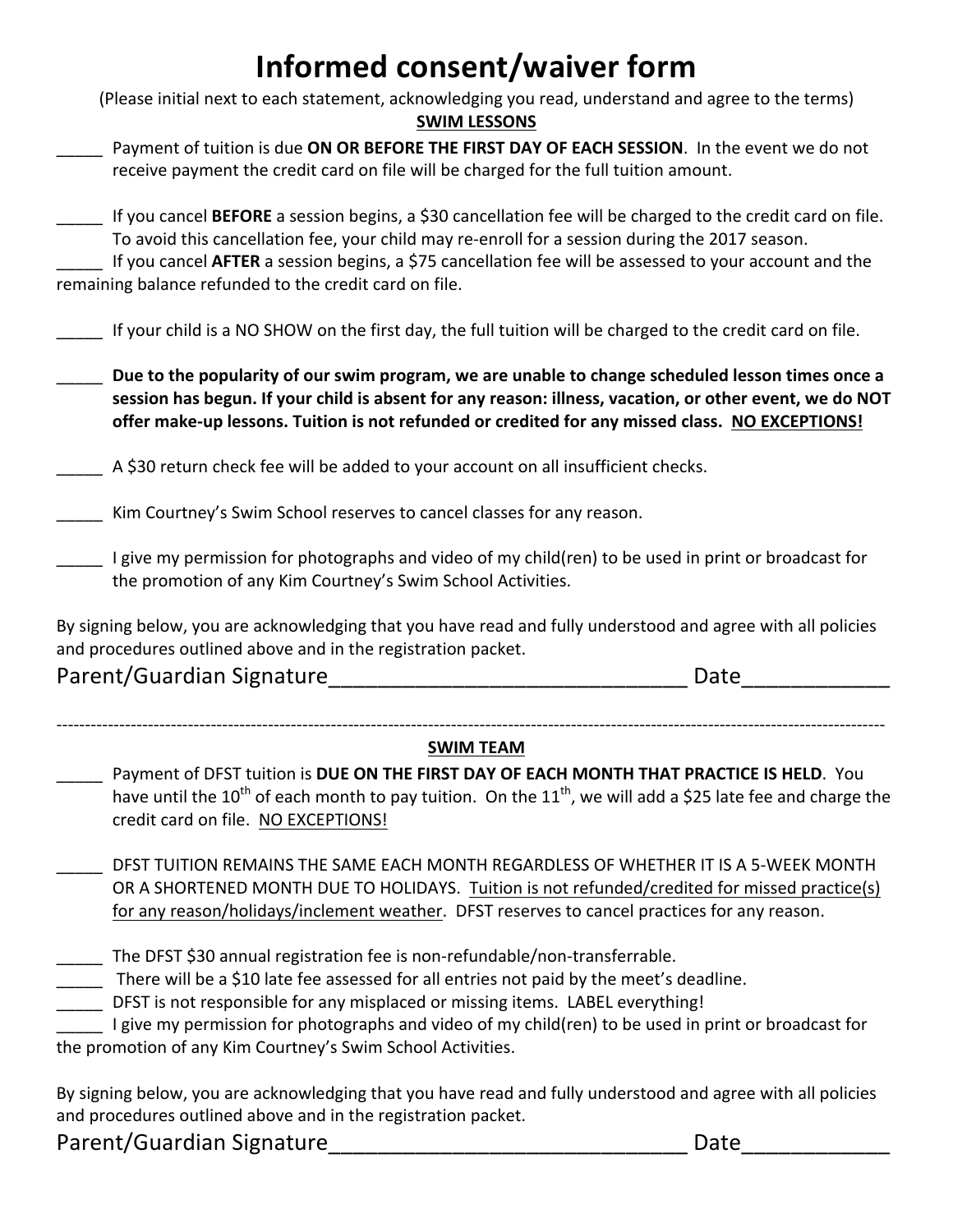# Informed consent/waiver form

(Please initial next to each statement, acknowledging you read, understand and agree to the terms)

**SWIM LESSONS**

_____ Payment of tuition is due **ON OR BEFORE THE FIRST DAY OF EACH SESSION**. In the event we do not receive payment the credit card on file will be charged for the full tuition amount.

_____ If you cancel **BEFORE** a session begins, a $30 cancellation fee will be charged to the credit card on file. To avoid this cancellation fee, your child may re-enroll for a session during the 2017 season.

_____ If you cancel **AFTER** a session begins, a $75 cancellation fee will be assessed to your account and the remaining balance refunded to the credit card on file.

_____ If your child is a NO SHOW on the first day, the full tuition will be charged to the credit card on file.

_____ **Due to the popularity of our swim program, we are unable to change scheduled lesson times once a session has begun. If your child is absent for any reason: illness, vacation, or other event, we do NOT offer make-up lessons. Tuition is not refunded or credited for any missed class. NO EXCEPTIONS!**

_____ A $30 return check fee will be added to your account on all insufficient checks.

_____ Kim Courtney's Swim School reserves to cancel classes for any reason.

_____ I give my permission for photographs and video of my child(ren) to be used in print or broadcast for the promotion of any Kim Courtney's Swim School Activities.

By signing below, you are acknowledging that you have read and fully understood and agree with all policies and procedures outlined above and in the registration packet.

Parent/Guardian Signature______________________________ Date____________

---

**SWIM TEAM**

_____ Payment of DFST tuition is **DUE ON THE FIRST DAY OF EACH MONTH THAT PRACTICE IS HELD**. You have until the 10th of each month to pay tuition. On the 11th, we will add a $25 late fee and charge the credit card on file. NO EXCEPTIONS!

_____ DFST TUITION REMAINS THE SAME EACH MONTH REGARDLESS OF WHETHER IT IS A 5-WEEK MONTH OR A SHORTENED MONTH DUE TO HOLIDAYS. Tuition is not refunded/credited for missed practice(s) for any reason/holidays/inclement weather. DFST reserves to cancel practices for any reason.

_____ The DFST $30 annual registration fee is non-refundable/non-transferrable.

_____ There will be a $10 late fee assessed for all entries not paid by the meet's deadline.

_____ DFST is not responsible for any misplaced or missing items. LABEL everything!

_____ I give my permission for photographs and video of my child(ren) to be used in print or broadcast for the promotion of any Kim Courtney's Swim School Activities.

By signing below, you are acknowledging that you have read and fully understood and agree with all policies and procedures outlined above and in the registration packet.

Parent/Guardian Signature______________________________ Date____________